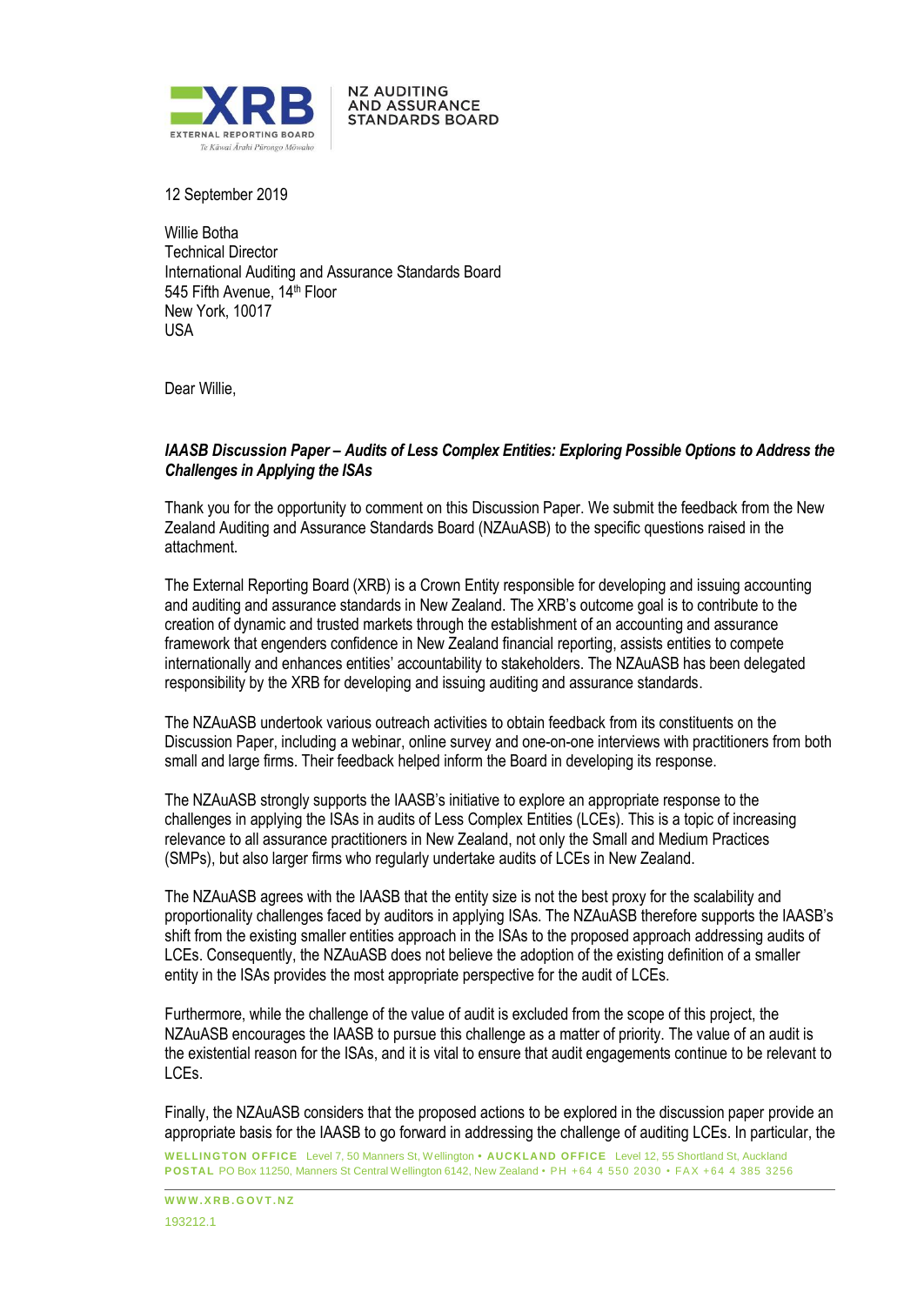NZ AUDITING AND ASSURANCE STANDARDS BOARD

12 September 2019

Willie Botha
Technical Director
International Auditing and Assurance Standards Board
545 Fifth Avenue, 14th Floor
New York, 10017
USA

Dear Willie,

***IAASB Discussion Paper – Audits of Less Complex Entities: Exploring Possible Options to Address the Challenges in Applying the ISAs***

Thank you for the opportunity to comment on this Discussion Paper. We submit the feedback from the New Zealand Auditing and Assurance Standards Board (NZAuASB) to the specific questions raised in the attachment.

The External Reporting Board (XRB) is a Crown Entity responsible for developing and issuing accounting and auditing and assurance standards in New Zealand. The XRB's outcome goal is to contribute to the creation of dynamic and trusted markets through the establishment of an accounting and assurance framework that engenders confidence in New Zealand financial reporting, assists entities to compete internationally and enhances entities' accountability to stakeholders. The NZAuASB has been delegated responsibility by the XRB for developing and issuing auditing and assurance standards.

The NZAuASB undertook various outreach activities to obtain feedback from its constituents on the Discussion Paper, including a webinar, online survey and one-on-one interviews with practitioners from both small and large firms. Their feedback helped inform the Board in developing its response.

The NZAuASB strongly supports the IAASB's initiative to explore an appropriate response to the challenges in applying the ISAs in audits of Less Complex Entities (LCEs). This is a topic of increasing relevance to all assurance practitioners in New Zealand, not only the Small and Medium Practices (SMPs), but also larger firms who regularly undertake audits of LCEs in New Zealand.

The NZAuASB agrees with the IAASB that the entity size is not the best proxy for the scalability and proportionality challenges faced by auditors in applying ISAs. The NZAuASB therefore supports the IAASB's shift from the existing smaller entities approach in the ISAs to the proposed approach addressing audits of LCEs. Consequently, the NZAuASB does not believe the adoption of the existing definition of a smaller entity in the ISAs provides the most appropriate perspective for the audit of LCEs.

Furthermore, while the challenge of the value of audit is excluded from the scope of this project, the NZAuASB encourages the IAASB to pursue this challenge as a matter of priority. The value of an audit is the existential reason for the ISAs, and it is vital to ensure that audit engagements continue to be relevant to LCEs.

Finally, the NZAuASB considers that the proposed actions to be explored in the discussion paper provide an appropriate basis for the IAASB to go forward in addressing the challenge of auditing LCEs. In particular, the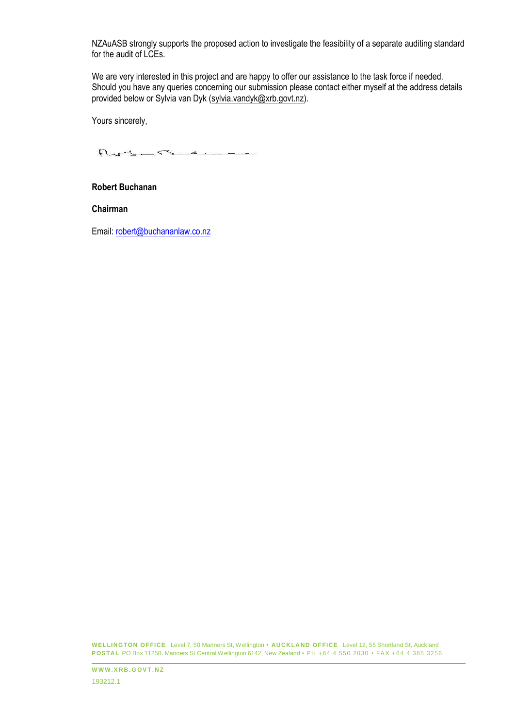NZAuASB strongly supports the proposed action to investigate the feasibility of a separate auditing standard for the audit of LCEs.

We are very interested in this project and are happy to offer our assistance to the task force if needed. Should you have any queries concerning our submission please contact either myself at the address details provided below or Sylvia van Dyk (sylvia.vandyk@xrb.govt.nz).

Yours sincerely,

**Robert Buchanan**

**Chairman**

Email: robert@buchananlaw.co.nz

**WELLINGTON OFFICE** Level 7, 50 Manners St, Wellington • **AUCKLAND OFFICE** Level 12, 55 Shortland St, Auckland
**POSTAL** PO Box 11250, Manners St Central Wellington 6142, New Zealand • PH +64 4 550 2030 • FAX +64 4 385 3256

**WWW.XRB.GOVT.NZ**

193212.1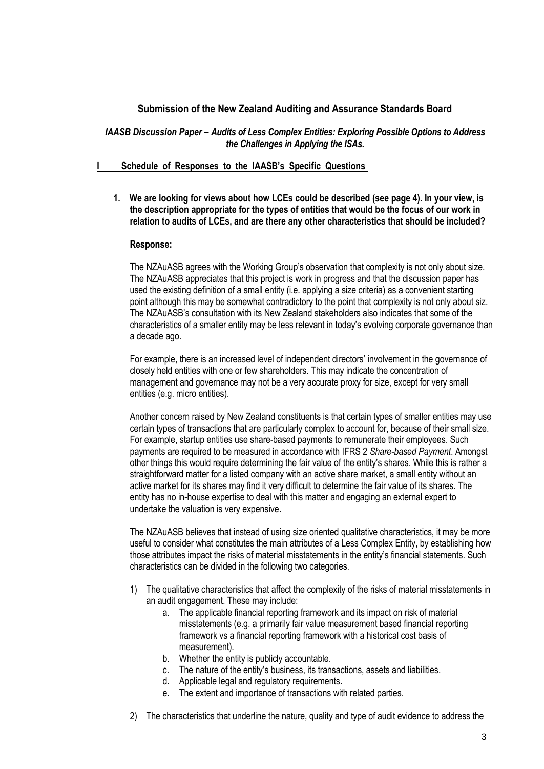## Submission of the New Zealand Auditing and Assurance Standards Board

### *IAASB Discussion Paper – Audits of Less Complex Entities: Exploring Possible Options to Address the Challenges in Applying the ISAs.*

**I Schedule of Responses to the IAASB's Specific Questions**

1. **We are looking for views about how LCEs could be described (see page 4). In your view, is the description appropriate for the types of entities that would be the focus of our work in relation to audits of LCEs, and are there any other characteristics that should be included?**

   **Response:**

   The NZAuASB agrees with the Working Group's observation that complexity is not only about size. The NZAuASB appreciates that this project is work in progress and that the discussion paper has used the existing definition of a small entity (i.e. applying a size criteria) as a convenient starting point although this may be somewhat contradictory to the point that complexity is not only about siz. The NZAuASB's consultation with its New Zealand stakeholders also indicates that some of the characteristics of a smaller entity may be less relevant in today's evolving corporate governance than a decade ago.

   For example, there is an increased level of independent directors' involvement in the governance of closely held entities with one or few shareholders. This may indicate the concentration of management and governance may not be a very accurate proxy for size, except for very small entities (e.g. micro entities).

   Another concern raised by New Zealand constituents is that certain types of smaller entities may use certain types of transactions that are particularly complex to account for, because of their small size. For example, startup entities use share-based payments to remunerate their employees. Such payments are required to be measured in accordance with IFRS 2 *Share-based Payment*. Amongst other things this would require determining the fair value of the entity's shares. While this is rather a straightforward matter for a listed company with an active share market, a small entity without an active market for its shares may find it very difficult to determine the fair value of its shares. The entity has no in-house expertise to deal with this matter and engaging an external expert to undertake the valuation is very expensive.

   The NZAuASB believes that instead of using size oriented qualitative characteristics, it may be more useful to consider what constitutes the main attributes of a Less Complex Entity, by establishing how those attributes impact the risks of material misstatements in the entity's financial statements. Such characteristics can be divided in the following two categories.

   1) The qualitative characteristics that affect the complexity of the risks of material misstatements in an audit engagement. These may include:
      a. The applicable financial reporting framework and its impact on risk of material misstatements (e.g. a primarily fair value measurement based financial reporting framework vs a financial reporting framework with a historical cost basis of measurement).
      b. Whether the entity is publicly accountable.
      c. The nature of the entity's business, its transactions, assets and liabilities.
      d. Applicable legal and regulatory requirements.
      e. The extent and importance of transactions with related parties.

   2) The characteristics that underline the nature, quality and type of audit evidence to address the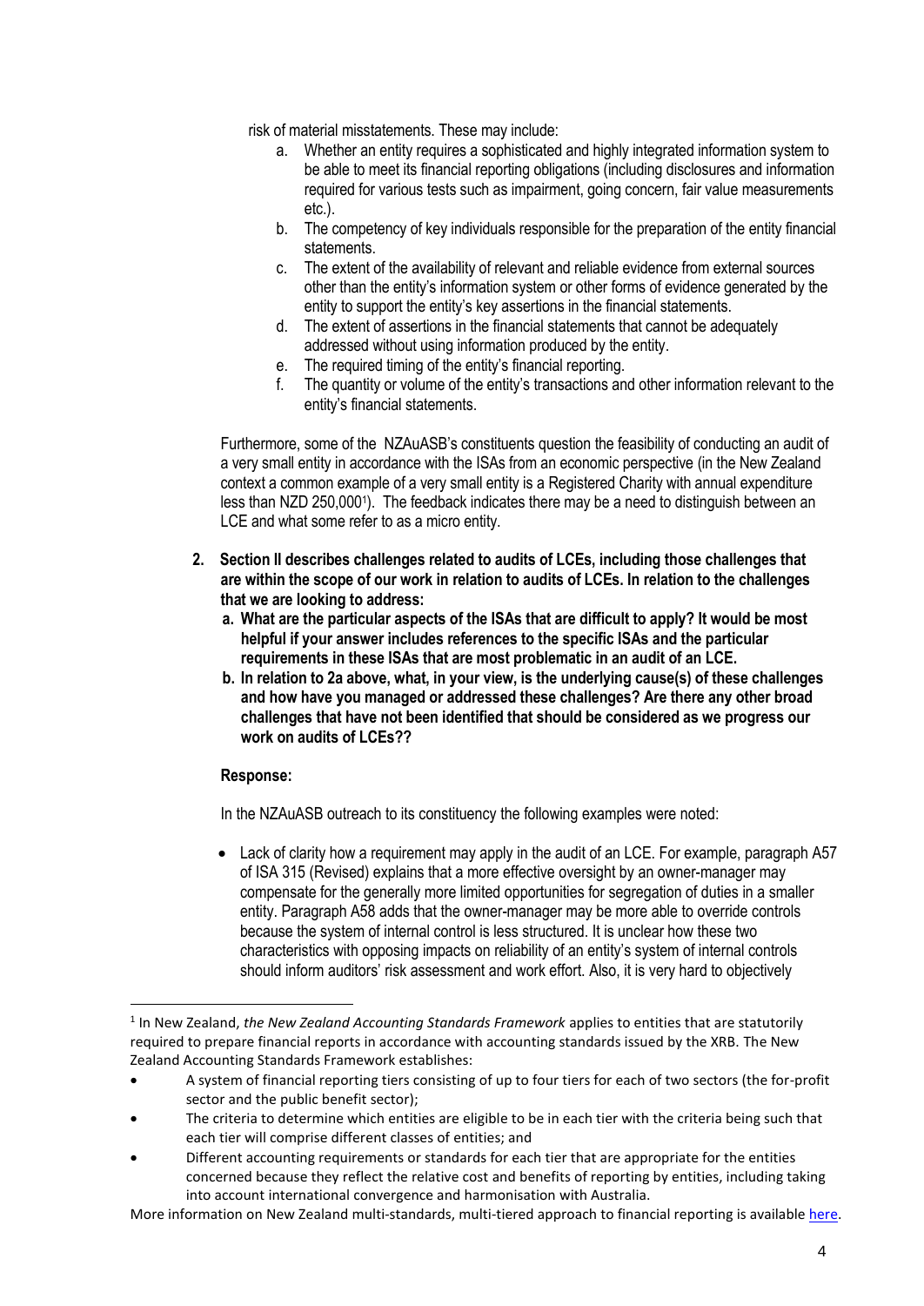risk of material misstatements. These may include:

a. Whether an entity requires a sophisticated and highly integrated information system to be able to meet its financial reporting obligations (including disclosures and information required for various tests such as impairment, going concern, fair value measurements etc.).
b. The competency of key individuals responsible for the preparation of the entity financial statements.
c. The extent of the availability of relevant and reliable evidence from external sources other than the entity's information system or other forms of evidence generated by the entity to support the entity's key assertions in the financial statements.
d. The extent of assertions in the financial statements that cannot be adequately addressed without using information produced by the entity.
e. The required timing of the entity's financial reporting.
f. The quantity or volume of the entity's transactions and other information relevant to the entity's financial statements.

Furthermore, some of the NZAuASB's constituents question the feasibility of conducting an audit of a very small entity in accordance with the ISAs from an economic perspective (in the New Zealand context a common example of a very small entity is a Registered Charity with annual expenditure less than NZD 250,000[1]). The feedback indicates there may be a need to distinguish between an LCE and what some refer to as a micro entity.

2. **Section II describes challenges related to audits of LCEs, including those challenges that are within the scope of our work in relation to audits of LCEs. In relation to the challenges that we are looking to address:**
   a. **What are the particular aspects of the ISAs that are difficult to apply? It would be most helpful if your answer includes references to the specific ISAs and the particular requirements in these ISAs that are most problematic in an audit of an LCE.**
   b. **In relation to 2a above, what, in your view, is the underlying cause(s) of these challenges and how have you managed or addressed these challenges? Are there any other broad challenges that have not been identified that should be considered as we progress our work on audits of LCEs??**

**Response:**

In the NZAuASB outreach to its constituency the following examples were noted:

- Lack of clarity how a requirement may apply in the audit of an LCE. For example, paragraph A57 of ISA 315 (Revised) explains that a more effective oversight by an owner-manager may compensate for the generally more limited opportunities for segregation of duties in a smaller entity. Paragraph A58 adds that the owner-manager may be more able to override controls because the system of internal control is less structured. It is unclear how these two characteristics with opposing impacts on reliability of an entity's system of internal controls should inform auditors' risk assessment and work effort. Also, it is very hard to objectively

---

[1] In New Zealand, *the New Zealand Accounting Standards Framework* applies to entities that are statutorily required to prepare financial reports in accordance with accounting standards issued by the XRB. The New Zealand Accounting Standards Framework establishes:

- A system of financial reporting tiers consisting of up to four tiers for each of two sectors (the for-profit sector and the public benefit sector);
- The criteria to determine which entities are eligible to be in each tier with the criteria being such that each tier will comprise different classes of entities; and
- Different accounting requirements or standards for each tier that are appropriate for the entities concerned because they reflect the relative cost and benefits of reporting by entities, including taking into account international convergence and harmonisation with Australia.

More information on New Zealand multi-standards, multi-tiered approach to financial reporting is available here.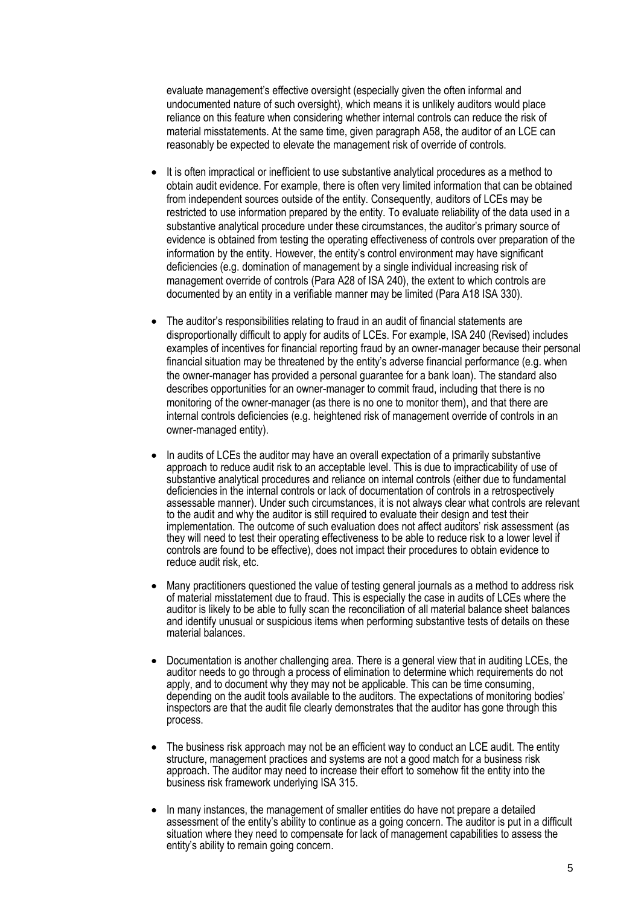evaluate management's effective oversight (especially given the often informal and undocumented nature of such oversight), which means it is unlikely auditors would place reliance on this feature when considering whether internal controls can reduce the risk of material misstatements. At the same time, given paragraph A58, the auditor of an LCE can reasonably be expected to elevate the management risk of override of controls.

- It is often impractical or inefficient to use substantive analytical procedures as a method to obtain audit evidence. For example, there is often very limited information that can be obtained from independent sources outside of the entity. Consequently, auditors of LCEs may be restricted to use information prepared by the entity. To evaluate reliability of the data used in a substantive analytical procedure under these circumstances, the auditor's primary source of evidence is obtained from testing the operating effectiveness of controls over preparation of the information by the entity. However, the entity's control environment may have significant deficiencies (e.g. domination of management by a single individual increasing risk of management override of controls (Para A28 of ISA 240), the extent to which controls are documented by an entity in a verifiable manner may be limited (Para A18 ISA 330).

- The auditor's responsibilities relating to fraud in an audit of financial statements are disproportionally difficult to apply for audits of LCEs. For example, ISA 240 (Revised) includes examples of incentives for financial reporting fraud by an owner-manager because their personal financial situation may be threatened by the entity's adverse financial performance (e.g. when the owner-manager has provided a personal guarantee for a bank loan). The standard also describes opportunities for an owner-manager to commit fraud, including that there is no monitoring of the owner-manager (as there is no one to monitor them), and that there are internal controls deficiencies (e.g. heightened risk of management override of controls in an owner-managed entity).

- In audits of LCEs the auditor may have an overall expectation of a primarily substantive approach to reduce audit risk to an acceptable level. This is due to impracticability of use of substantive analytical procedures and reliance on internal controls (either due to fundamental deficiencies in the internal controls or lack of documentation of controls in a retrospectively assessable manner). Under such circumstances, it is not always clear what controls are relevant to the audit and why the auditor is still required to evaluate their design and test their implementation. The outcome of such evaluation does not affect auditors' risk assessment (as they will need to test their operating effectiveness to be able to reduce risk to a lower level if controls are found to be effective), does not impact their procedures to obtain evidence to reduce audit risk, etc.

- Many practitioners questioned the value of testing general journals as a method to address risk of material misstatement due to fraud. This is especially the case in audits of LCEs where the auditor is likely to be able to fully scan the reconciliation of all material balance sheet balances and identify unusual or suspicious items when performing substantive tests of details on these material balances.

- Documentation is another challenging area. There is a general view that in auditing LCEs, the auditor needs to go through a process of elimination to determine which requirements do not apply, and to document why they may not be applicable. This can be time consuming, depending on the audit tools available to the auditors. The expectations of monitoring bodies' inspectors are that the audit file clearly demonstrates that the auditor has gone through this process.

- The business risk approach may not be an efficient way to conduct an LCE audit. The entity structure, management practices and systems are not a good match for a business risk approach. The auditor may need to increase their effort to somehow fit the entity into the business risk framework underlying ISA 315.

- In many instances, the management of smaller entities do have not prepare a detailed assessment of the entity's ability to continue as a going concern. The auditor is put in a difficult situation where they need to compensate for lack of management capabilities to assess the entity's ability to remain going concern.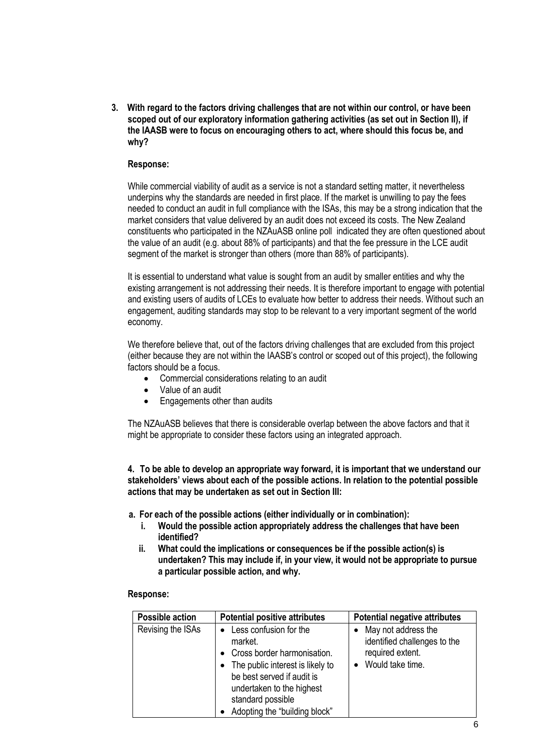**3. With regard to the factors driving challenges that are not within our control, or have been scoped out of our exploratory information gathering activities (as set out in Section II), if the IAASB were to focus on encouraging others to act, where should this focus be, and why?**

**Response:**

While commercial viability of audit as a service is not a standard setting matter, it nevertheless underpins why the standards are needed in first place. If the market is unwilling to pay the fees needed to conduct an audit in full compliance with the ISAs, this may be a strong indication that the market considers that value delivered by an audit does not exceed its costs. The New Zealand constituents who participated in the NZAuASB online poll indicated they are often questioned about the value of an audit (e.g. about 88% of participants) and that the fee pressure in the LCE audit segment of the market is stronger than others (more than 88% of participants).

It is essential to understand what value is sought from an audit by smaller entities and why the existing arrangement is not addressing their needs. It is therefore important to engage with potential and existing users of audits of LCEs to evaluate how better to address their needs. Without such an engagement, auditing standards may stop to be relevant to a very important segment of the world economy.

We therefore believe that, out of the factors driving challenges that are excluded from this project (either because they are not within the IAASB's control or scoped out of this project), the following factors should be a focus.

- Commercial considerations relating to an audit
- Value of an audit
- Engagements other than audits

The NZAuASB believes that there is considerable overlap between the above factors and that it might be appropriate to consider these factors using an integrated approach.

**4. To be able to develop an appropriate way forward, it is important that we understand our stakeholders' views about each of the possible actions. In relation to the potential possible actions that may be undertaken as set out in Section III:**

**a. For each of the possible actions (either individually or in combination):**

**i. Would the possible action appropriately address the challenges that have been identified?**

**ii. What could the implications or consequences be if the possible action(s) is undertaken? This may include if, in your view, it would not be appropriate to pursue a particular possible action, and why.**

**Response:**

| Possible action | Potential positive attributes | Potential negative attributes |
|---|---|---|
| Revising the ISAs | • Less confusion for the market.<br>• Cross border harmonisation.<br>• The public interest is likely to be best served if audit is undertaken to the highest standard possible<br>• Adopting the "building block" | • May not address the identified challenges to the required extent.<br>• Would take time. |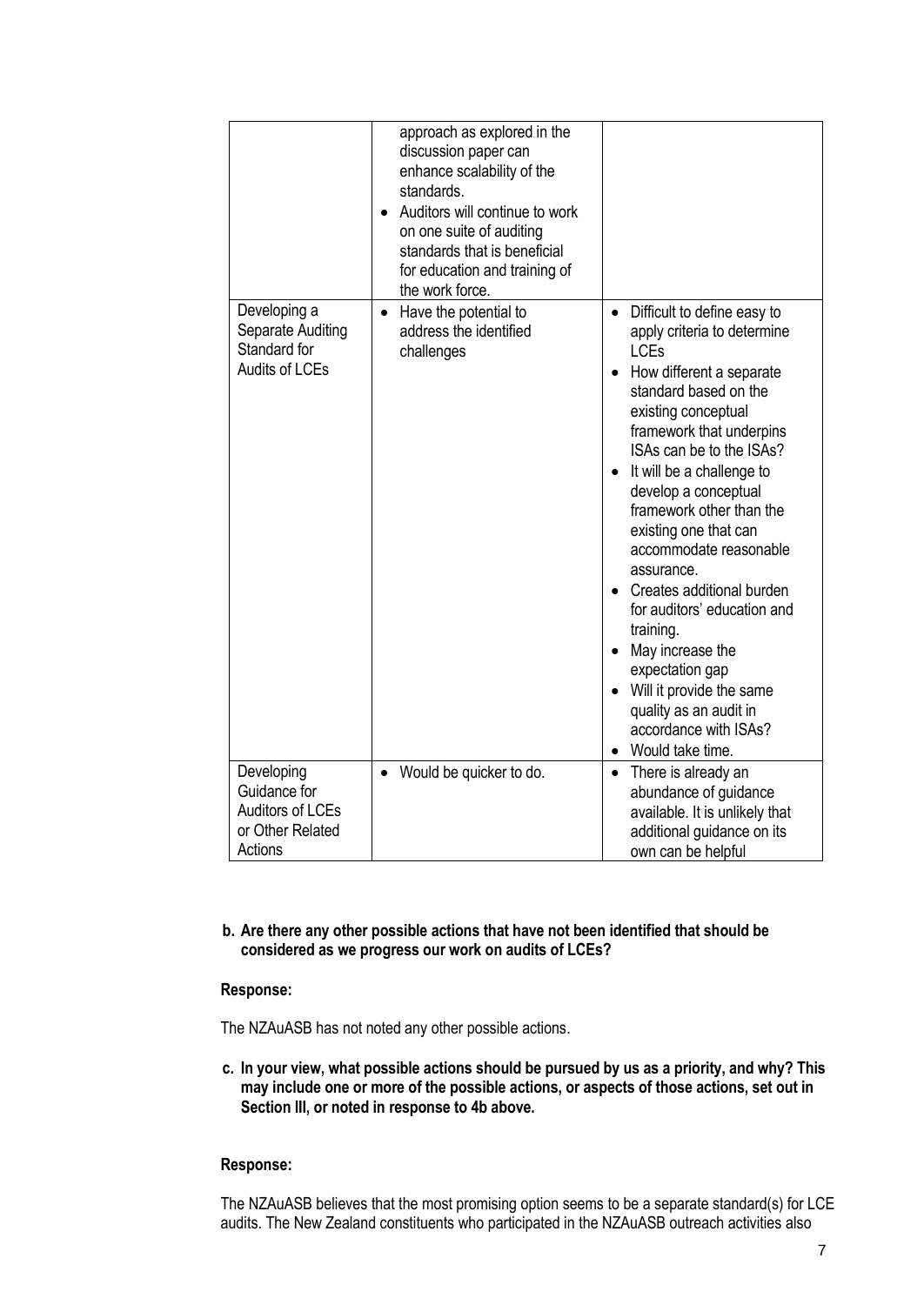| | | |
|---|---|---|
| | approach as explored in the discussion paper can enhance scalability of the standards.<br>• Auditors will continue to work on one suite of auditing standards that is beneficial for education and training of the work force. | |
| Developing a Separate Auditing Standard for Audits of LCEs | • Have the potential to address the identified challenges | • Difficult to define easy to apply criteria to determine LCEs<br>• How different a separate standard based on the existing conceptual framework that underpins ISAs can be to the ISAs?<br>• It will be a challenge to develop a conceptual framework other than the existing one that can accommodate reasonable assurance.<br>• Creates additional burden for auditors' education and training.<br>• May increase the expectation gap<br>• Will it provide the same quality as an audit in accordance with ISAs?<br>• Would take time. |
| Developing Guidance for Auditors of LCEs or Other Related Actions | • Would be quicker to do. | • There is already an abundance of guidance available. It is unlikely that additional guidance on its own can be helpful |

**b. Are there any other possible actions that have not been identified that should be considered as we progress our work on audits of LCEs?**

**Response:**

The NZAuASB has not noted any other possible actions.

**c. In your view, what possible actions should be pursued by us as a priority, and why? This may include one or more of the possible actions, or aspects of those actions, set out in Section III, or noted in response to 4b above.**

**Response:**

The NZAuASB believes that the most promising option seems to be a separate standard(s) for LCE audits. The New Zealand constituents who participated in the NZAuASB outreach activities also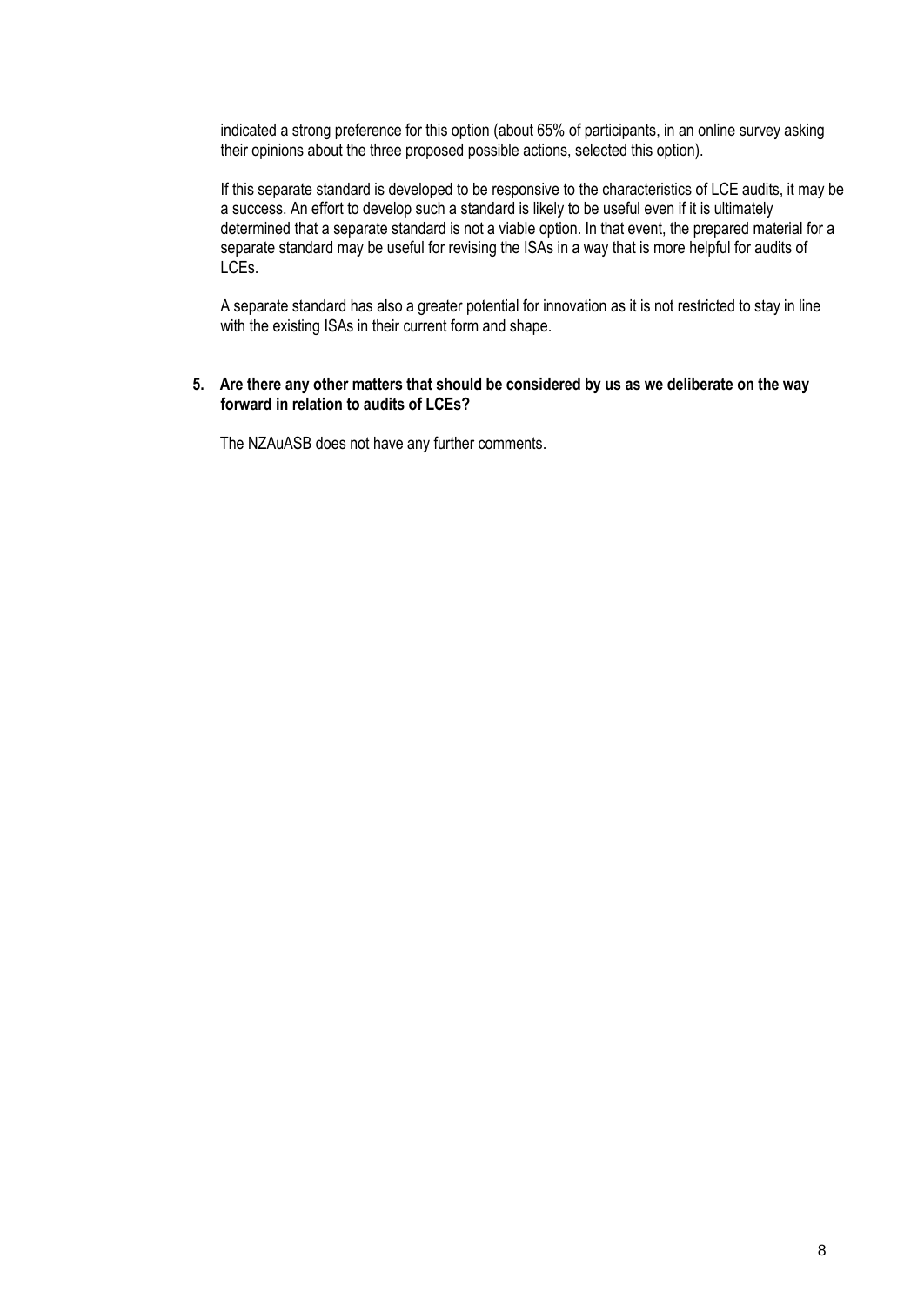indicated a strong preference for this option (about 65% of participants, in an online survey asking their opinions about the three proposed possible actions, selected this option).

If this separate standard is developed to be responsive to the characteristics of LCE audits, it may be a success. An effort to develop such a standard is likely to be useful even if it is ultimately determined that a separate standard is not a viable option. In that event, the prepared material for a separate standard may be useful for revising the ISAs in a way that is more helpful for audits of LCEs.

A separate standard has also a greater potential for innovation as it is not restricted to stay in line with the existing ISAs in their current form and shape.

**5. Are there any other matters that should be considered by us as we deliberate on the way forward in relation to audits of LCEs?**

The NZAuASB does not have any further comments.